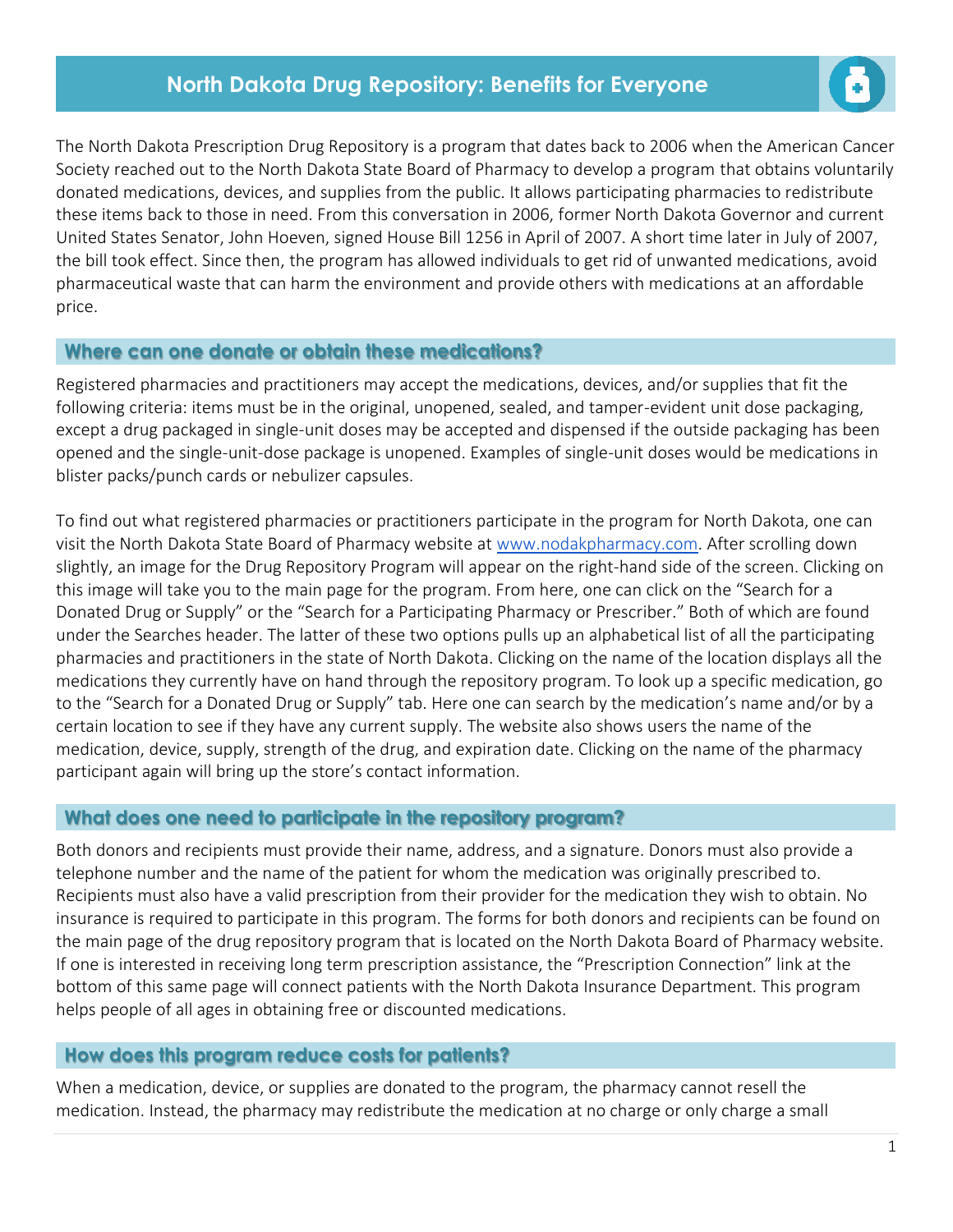# North Dakota Drug Repository: Benefits for Everyone

The North Dakota Prescription Drug Repository is a program that dates back to 2006 when the American Cancer Society reached out to the North Dakota State Board of Pharmacy to develop a program that obtains voluntarily donated medications, devices, and supplies from the public. It allows participating pharmacies to redistribute these items back to those in need. From this conversation in 2006, former North Dakota Governor and current United States Senator, John Hoeven, signed House Bill 1256 in April of 2007. A short time later in July of 2007, the bill took effect. Since then, the program has allowed individuals to get rid of unwanted medications, avoid pharmaceutical waste that can harm the environment and provide others with medications at an affordable price.

## Where can one donate or obtain these medications?

Registered pharmacies and practitioners may accept the medications, devices, and/or supplies that fit the following criteria: items must be in the original, unopened, sealed, and tamper-evident unit dose packaging, except a drug packaged in single-unit doses may be accepted and dispensed if the outside packaging has been opened and the single-unit-dose package is unopened. Examples of single-unit doses would be medications in blister packs/punch cards or nebulizer capsules.

To find out what registered pharmacies or practitioners participate in the program for North Dakota, one can visit the North Dakota State Board of Pharmacy website at www.nodakpharmacy.com. After scrolling down slightly, an image for the Drug Repository Program will appear on the right-hand side of the screen. Clicking on this image will take you to the main page for the program. From here, one can click on the "Search for a Donated Drug or Supply" or the "Search for a Participating Pharmacy or Prescriber." Both of which are found under the Searches header. The latter of these two options pulls up an alphabetical list of all the participating pharmacies and practitioners in the state of North Dakota. Clicking on the name of the location displays all the medications they currently have on hand through the repository program. To look up a specific medication, go to the "Search for a Donated Drug or Supply" tab. Here one can search by the medication's name and/or by a certain location to see if they have any current supply. The website also shows users the name of the medication, device, supply, strength of the drug, and expiration date. Clicking on the name of the pharmacy participant again will bring up the store's contact information.

## What does one need to participate in the repository program?

Both donors and recipients must provide their name, address, and a signature. Donors must also provide a telephone number and the name of the patient for whom the medication was originally prescribed to. Recipients must also have a valid prescription from their provider for the medication they wish to obtain. No insurance is required to participate in this program. The forms for both donors and recipients can be found on the main page of the drug repository program that is located on the North Dakota Board of Pharmacy website. If one is interested in receiving long term prescription assistance, the "Prescription Connection" link at the bottom of this same page will connect patients with the North Dakota Insurance Department. This program helps people of all ages in obtaining free or discounted medications.

## How does this program reduce costs for patients?

When a medication, device, or supplies are donated to the program, the pharmacy cannot resell the medication. Instead, the pharmacy may redistribute the medication at no charge or only charge a small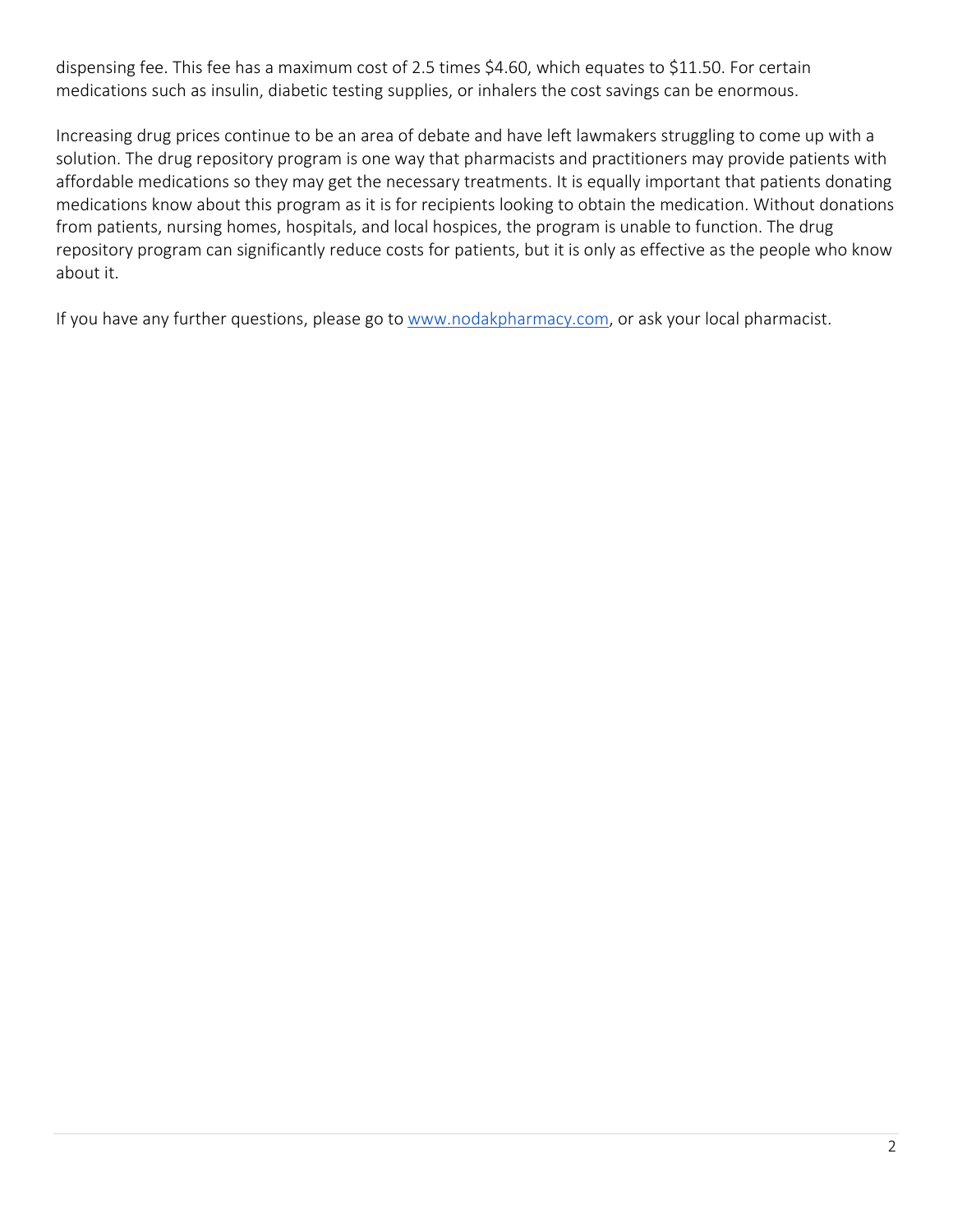dispensing fee. This fee has a maximum cost of 2.5 times $4.60, which equates to $11.50. For certain medications such as insulin, diabetic testing supplies, or inhalers the cost savings can be enormous.

Increasing drug prices continue to be an area of debate and have left lawmakers struggling to come up with a solution. The drug repository program is one way that pharmacists and practitioners may provide patients with affordable medications so they may get the necessary treatments. It is equally important that patients donating medications know about this program as it is for recipients looking to obtain the medication. Without donations from patients, nursing homes, hospitals, and local hospices, the program is unable to function. The drug repository program can significantly reduce costs for patients, but it is only as effective as the people who know about it.

If you have any further questions, please go to [www.nodakpharmacy.com](http://www.nodakpharmacy.com), or ask your local pharmacist.